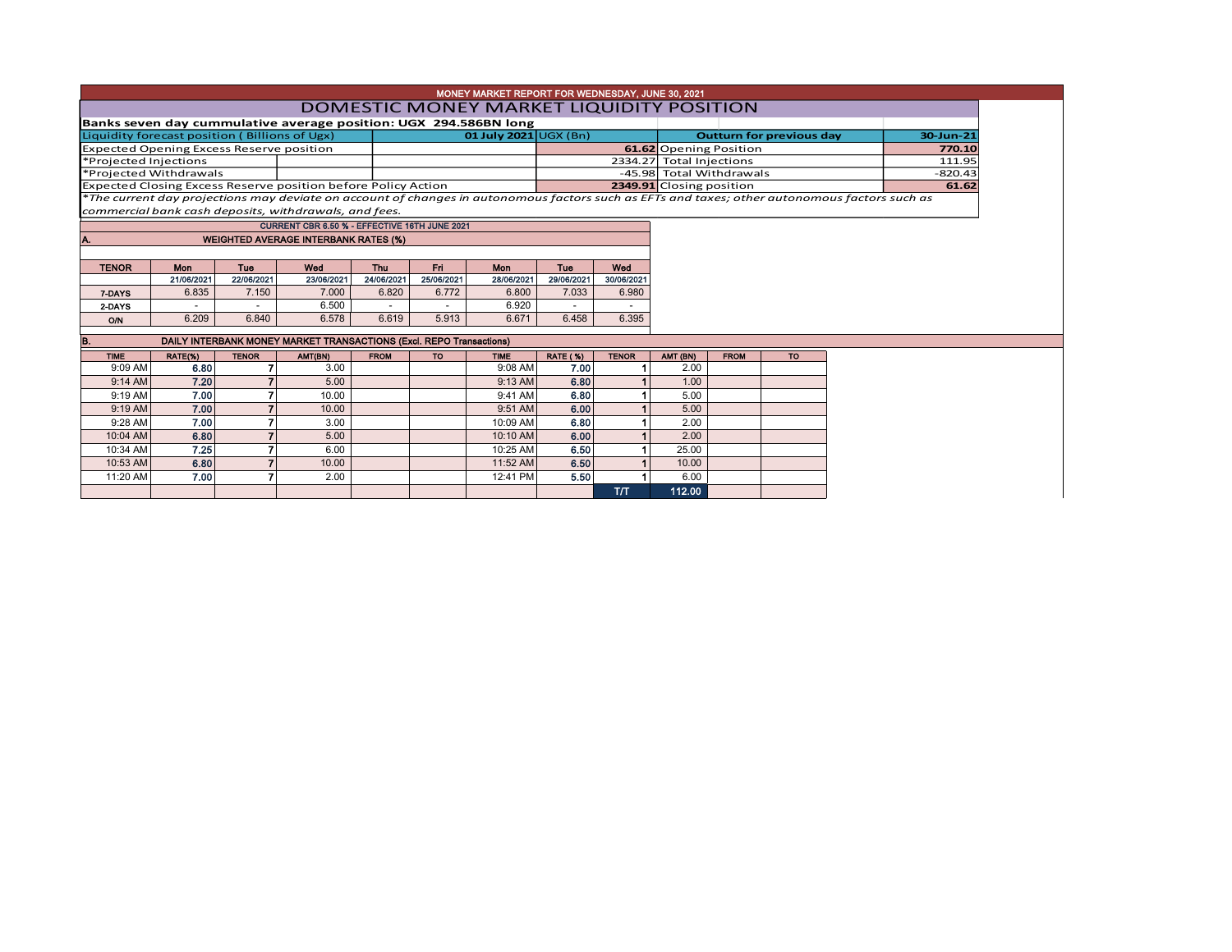# MONEY MARKET REPORT FOR WEDNESDAY, JUNE 30, 2021

## DOMESTIC MONEY MARKET LIQUIDITY POSITION

**Banks seven day cummulative average position: UGX 294.586BN long**

| Liquidity forecast position ( Billions of Ugx) | 01 July 2021 UGX (Bn) | Outturn for previous day | 30-Jun-21 |
|---|---|---|---|
| Expected Opening Excess Reserve position | 61.62 | Opening Position | 770.10 |
| *Projected Injections | 2334.27 | Total Injections | 111.95 |
| *Projected Withdrawals | -45.98 | Total Withdrawals | -820.43 |
| Expected Closing Excess Reserve position before Policy Action | 2349.91 | Closing position | 61.62 |

*\*The current day projections may deviate on account of changes in autonomous factors such as EFTs and taxes; other autonomous factors such as commercial bank cash deposits, withdrawals, and fees.*

**CURRENT CBR 6.50 % - EFFECTIVE 16TH JUNE 2021**

### A. WEIGHTED AVERAGE INTERBANK RATES (%)

| TENOR | Mon 21/06/2021 | Tue 22/06/2021 | Wed 23/06/2021 | Thu 24/06/2021 | Fri 25/06/2021 | Mon 28/06/2021 | Tue 29/06/2021 | Wed 30/06/2021 |
|---|---|---|---|---|---|---|---|---|
| 7-DAYS | 6.835 | 7.150 | 7.000 | 6.820 | 6.772 | 6.800 | 7.033 | 6.980 |
| 2-DAYS | - | - | 6.500 | - | - | 6.920 | - | - |
| O/N | 6.209 | 6.840 | 6.578 | 6.619 | 5.913 | 6.671 | 6.458 | 6.395 |

### B. DAILY INTERBANK MONEY MARKET TRANSACTIONS (Excl. REPO Transactions)

| TIME | RATE(%) | TENOR | AMT(BN) | FROM | TO | TIME | RATE (%) | TENOR | AMT (BN) | FROM | TO |
|---|---|---|---|---|---|---|---|---|---|---|---|
| 9:09 AM | 6.80 | 7 | 3.00 | | | 9:08 AM | 7.00 | 1 | 2.00 | | |
| 9:14 AM | 7.20 | 7 | 5.00 | | | 9:13 AM | 6.80 | 1 | 1.00 | | |
| 9:19 AM | 7.00 | 7 | 10.00 | | | 9:41 AM | 6.80 | 1 | 5.00 | | |
| 9:19 AM | 7.00 | 7 | 10.00 | | | 9:51 AM | 6.00 | 1 | 5.00 | | |
| 9:28 AM | 7.00 | 7 | 3.00 | | | 10:09 AM | 6.80 | 1 | 2.00 | | |
| 10:04 AM | 6.80 | 7 | 5.00 | | | 10:10 AM | 6.00 | 1 | 2.00 | | |
| 10:34 AM | 7.25 | 7 | 6.00 | | | 10:25 AM | 6.50 | 1 | 25.00 | | |
| 10:53 AM | 6.80 | 7 | 10.00 | | | 11:52 AM | 6.50 | 1 | 10.00 | | |
| 11:20 AM | 7.00 | 7 | 2.00 | | | 12:41 PM | 5.50 | 1 | 6.00 | | |
| | | | | | | | | T/T | 112.00 | | |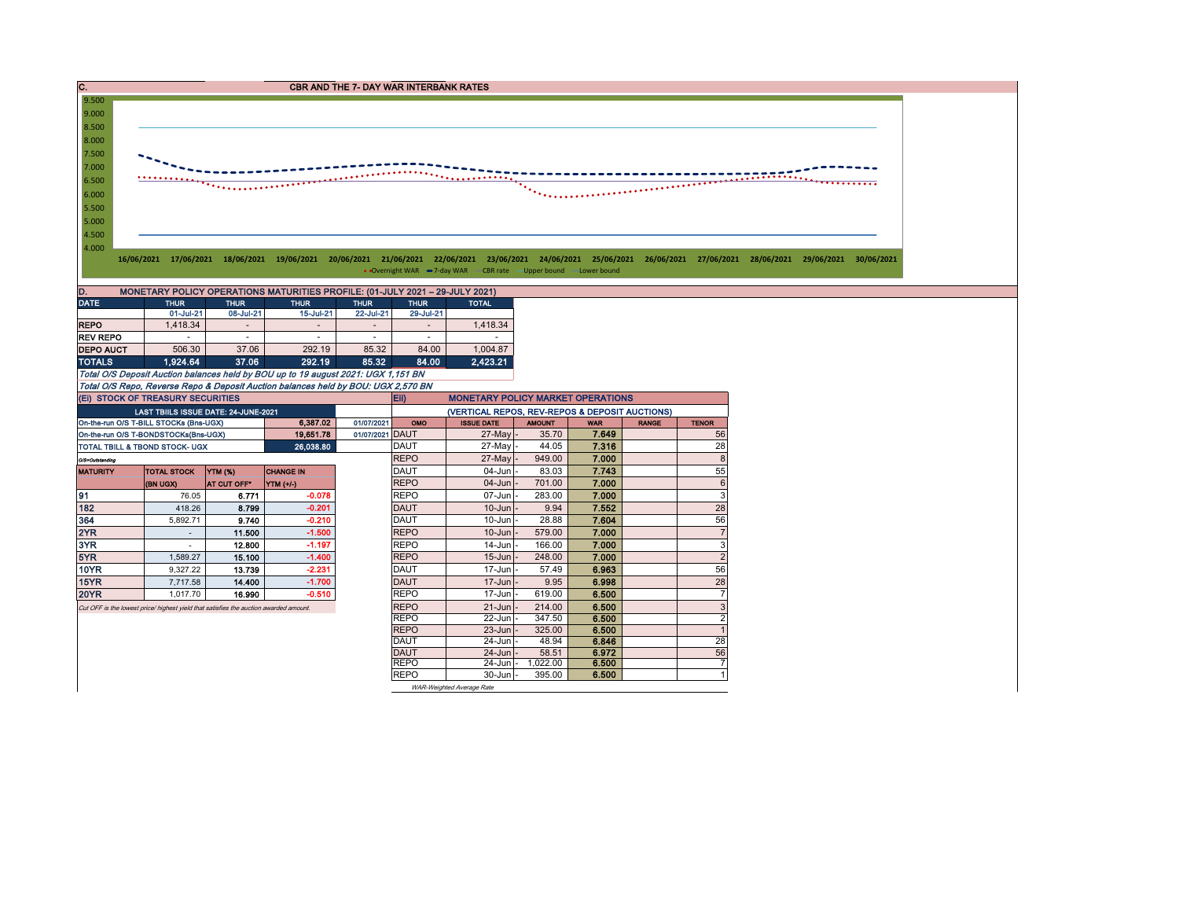## C. CBR AND THE 7- DAY WAR INTERBANK RATES

Y-axis: 9.500, 9.000, 8.500, 8.000, 7.500, 7.000, 6.500, 6.000, 5.500, 5.000, 4.500, 4.000

X-axis: 16/06/2021, 17/06/2021, 18/06/2021, 19/06/2021, 20/06/2021, 21/06/2021, 22/06/2021, 23/06/2021, 24/06/2021, 25/06/2021, 26/06/2021, 27/06/2021, 28/06/2021, 29/06/2021, 30/06/2021

Legend: Overnight WAR, 7-day WAR, CBR rate, Upper bound, Lower bound

## D. MONETARY POLICY OPERATIONS MATURITIES PROFILE: (01-JULY 2021 – 29-JULY 2021)

| DATE | THUR | THUR | THUR | THUR | THUR | TOTAL |
|---|---|---|---|---|---|---|
| | 01-Jul-21 | 08-Jul-21 | 15-Jul-21 | 22-Jul-21 | 29-Jul-21 | |
| REPO | 1,418.34 | - | - | - | - | 1,418.34 |
| REV REPO | - | - | - | - | - | - |
| DEPO AUCT | 506.30 | 37.06 | 292.19 | 85.32 | 84.00 | 1,004.87 |
| TOTALS | 1,924.64 | 37.06 | 292.19 | 85.32 | 84.00 | 2,423.21 |

*Total O/S Deposit Auction balances held by BOU up to 19 august 2021: UGX 1,151 BN*

*Total O/S Repo, Reverse Repo & Deposit Auction balances held by BOU: UGX 2,570 BN*

## (Ei) STOCK OF TREASURY SECURITIES

| LAST TBIILS ISSUE DATE: 24-JUNE-2021 | | |
|---|---|---|
| On-the-run O/S T-BILL STOCKs (Bns-UGX) | 6,387.02 | 01/07/2021 |
| On-the-run O/S T-BONDSTOCKs(Bns-UGX) | 19,651.78 | 01/07/2021 |
| TOTAL TBILL & TBOND STOCK- UGX | 26,038.80 | |

O/S=Outstanding

| MATURITY | TOTAL STOCK (BN UGX) | YTM (%) AT CUT OFF* | CHANGE IN YTM (+/-) |
|---|---|---|---|
| 91 | 76.05 | 6.771 | -0.078 |
| 182 | 418.26 | 8.799 | -0.201 |
| 364 | 5,892.71 | 9.740 | -0.210 |
| 2YR | - | 11.500 | -1.500 |
| 3YR | - | 12.800 | -1.197 |
| 5YR | 1,589.27 | 15.100 | -1.400 |
| 10YR | 9,327.22 | 13.739 | -2.231 |
| 15YR | 7,717.58 | 14.400 | -1.700 |
| 20YR | 1,017.70 | 16.990 | -0.510 |

*Cut OFF is the lowest price/ highest yield that satisfies the auction awarded amount.*

## Eii) MONETARY POLICY MARKET OPERATIONS

(VERTICAL REPOS, REV-REPOS & DEPOSIT AUCTIONS)

| OMO | ISSUE DATE | AMOUNT | WAR | RANGE | TENOR |
|---|---|---|---|---|---|
| DAUT | 27-May | 35.70 | 7.649 | | 56 |
| DAUT | 27-May | 44.05 | 7.316 | | 28 |
| REPO | 27-May | 949.00 | 7.000 | | 8 |
| DAUT | 04-Jun | 83.03 | 7.743 | | 55 |
| REPO | 04-Jun | 701.00 | 7.000 | | 6 |
| REPO | 07-Jun | 283.00 | 7.000 | | 3 |
| DAUT | 10-Jun | 9.94 | 7.552 | | 28 |
| DAUT | 10-Jun | 28.88 | 7.604 | | 56 |
| REPO | 10-Jun | 579.00 | 7.000 | | 7 |
| REPO | 14-Jun | 166.00 | 7.000 | | 3 |
| REPO | 15-Jun | 248.00 | 7.000 | | 2 |
| DAUT | 17-Jun | 57.49 | 6.963 | | 56 |
| DAUT | 17-Jun | 9.95 | 6.998 | | 28 |
| REPO | 17-Jun | 619.00 | 6.500 | | 7 |
| REPO | 21-Jun | 214.00 | 6.500 | | 3 |
| REPO | 22-Jun | 347.50 | 6.500 | | 2 |
| REPO | 23-Jun | 325.00 | 6.500 | | 1 |
| DAUT | 24-Jun | 48.94 | 6.846 | | 28 |
| DAUT | 24-Jun | 58.51 | 6.972 | | 56 |
| REPO | 24-Jun | 1,022.00 | 6.500 | | 7 |
| REPO | 30-Jun | 395.00 | 6.500 | | 1 |

*WAR-Weighted Average Rate*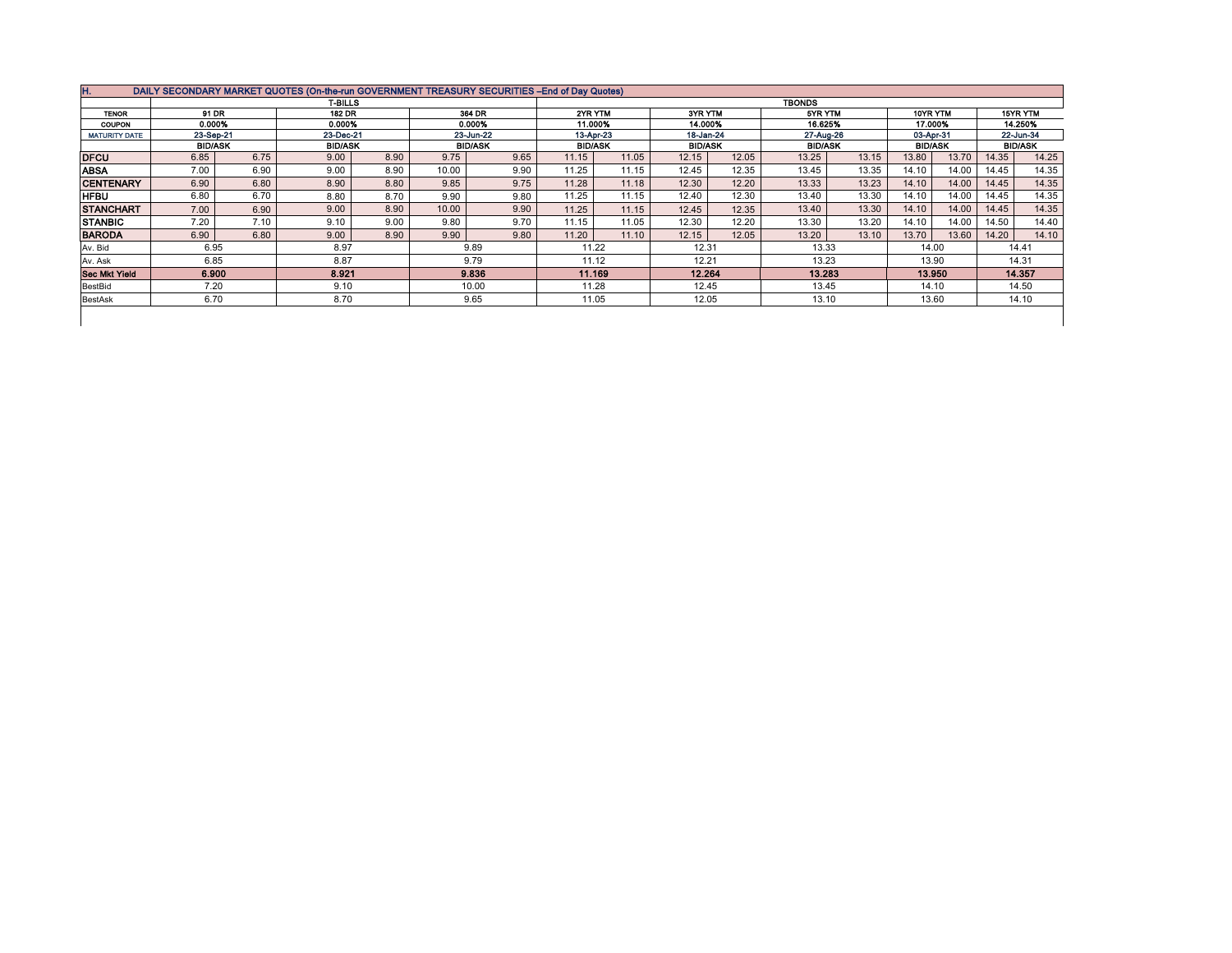## H. DAILY SECONDARY MARKET QUOTES (On-the-run GOVERNMENT TREASURY SECURITIES –End of Day Quotes)

| | T-BILLS | | | | | | TBONDS | | | | | | | | | |
|---|---|---|---|---|---|---|---|---|---|---|---|---|---|---|---|---|
| **TENOR** | **91 DR** | | **182 DR** | | **364 DR** | | **2YR YTM** | | **3YR YTM** | | **5YR YTM** | | **10YR YTM** | | **15YR YTM** | |
| **COUPON** | **0.000%** | | **0.000%** | | **0.000%** | | **11.000%** | | **14.000%** | | **16.625%** | | **17.000%** | | **14.250%** | |
| **MATURITY DATE** | **23-Sep-21** | | **23-Dec-21** | | **23-Jun-22** | | **13-Apr-23** | | **18-Jan-24** | | **27-Aug-26** | | **03-Apr-31** | | **22-Jun-34** | |
| | **BID/ASK** | | **BID/ASK** | | **BID/ASK** | | **BID/ASK** | | **BID/ASK** | | **BID/ASK** | | **BID/ASK** | | **BID/ASK** | |
| **DFCU** | 6.85 | 6.75 | 9.00 | 8.90 | 9.75 | 9.65 | 11.15 | 11.05 | 12.15 | 12.05 | 13.25 | 13.15 | 13.80 | 13.70 | 14.35 | 14.25 |
| **ABSA** | 7.00 | 6.90 | 9.00 | 8.90 | 10.00 | 9.90 | 11.25 | 11.15 | 12.45 | 12.35 | 13.45 | 13.35 | 14.10 | 14.00 | 14.45 | 14.35 |
| **CENTENARY** | 6.90 | 6.80 | 8.90 | 8.80 | 9.85 | 9.75 | 11.28 | 11.18 | 12.30 | 12.20 | 13.33 | 13.23 | 14.10 | 14.00 | 14.45 | 14.35 |
| **HFBU** | 6.80 | 6.70 | 8.80 | 8.70 | 9.90 | 9.80 | 11.25 | 11.15 | 12.40 | 12.30 | 13.40 | 13.30 | 14.10 | 14.00 | 14.45 | 14.35 |
| **STANCHART** | 7.00 | 6.90 | 9.00 | 8.90 | 10.00 | 9.90 | 11.25 | 11.15 | 12.45 | 12.35 | 13.40 | 13.30 | 14.10 | 14.00 | 14.45 | 14.35 |
| **STANBIC** | 7.20 | 7.10 | 9.10 | 9.00 | 9.80 | 9.70 | 11.15 | 11.05 | 12.30 | 12.20 | 13.30 | 13.20 | 14.10 | 14.00 | 14.50 | 14.40 |
| **BARODA** | 6.90 | 6.80 | 9.00 | 8.90 | 9.90 | 9.80 | 11.20 | 11.10 | 12.15 | 12.05 | 13.20 | 13.10 | 13.70 | 13.60 | 14.20 | 14.10 |
| Av. Bid | 6.95 | | 8.97 | | 9.89 | | 11.22 | | 12.31 | | 13.33 | | 14.00 | | 14.41 | |
| Av. Ask | 6.85 | | 8.87 | | 9.79 | | 11.12 | | 12.21 | | 13.23 | | 13.90 | | 14.31 | |
| **Sec Mkt Yield** | **6.900** | | **8.921** | | **9.836** | | **11.169** | | **12.264** | | **13.283** | | **13.950** | | **14.357** | |
| BestBid | 7.20 | | 9.10 | | 10.00 | | 11.28 | | 12.45 | | 13.45 | | 14.10 | | 14.50 | |
| BestAsk | 6.70 | | 8.70 | | 9.65 | | 11.05 | | 12.05 | | 13.10 | | 13.60 | | 14.10 | |